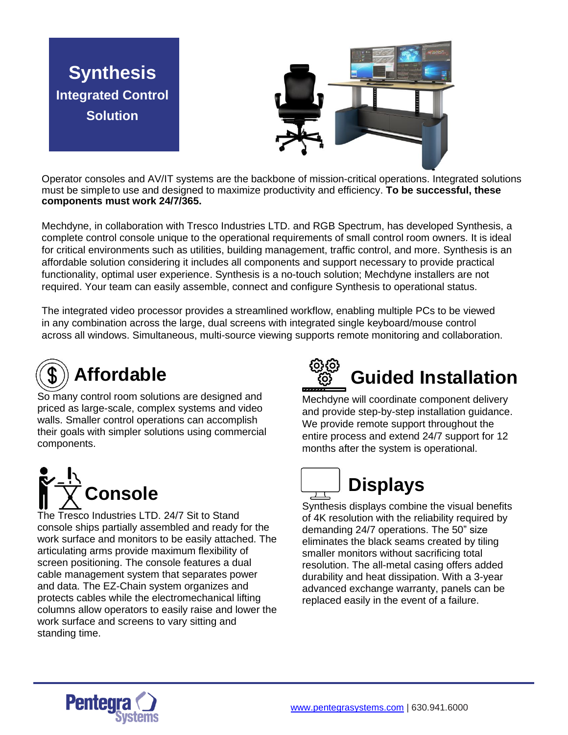# Synthesis

## Integrated Control Solution

Operator consoles and AV/IT systems are the backbone of mission-critical operations. Integrated solutions must be simple to use and designed to maximize productivity and efficiency. **To be successful, these components must work 24/7/365.**

Mechdyne, in collaboration with Tresco Industries LTD. and RGB Spectrum, has developed Synthesis, a complete control console unique to the operational requirements of small control room owners. It is ideal for critical environments such as utilities, building management, traffic control, and more. Synthesis is an affordable solution considering it includes all components and support necessary to provide practical functionality, optimal user experience. Synthesis is a no-touch solution; Mechdyne installers are not required. Your team can easily assemble, connect and configure Synthesis to operational status.

The integrated video processor provides a streamlined workflow, enabling multiple PCs to be viewed in any combination across the large, dual screens with integrated single keyboard/mouse control across all windows. Simultaneous, multi-source viewing supports remote monitoring and collaboration.

## Affordable

So many control room solutions are designed and priced as large-scale, complex systems and video walls. Smaller control operations can accomplish their goals with simpler solutions using commercial components.

## Console

The Tresco Industries LTD. 24/7 Sit to Stand console ships partially assembled and ready for the work surface and monitors to be easily attached. The articulating arms provide maximum flexibility of screen positioning. The console features a dual cable management system that separates power and data. The EZ-Chain system organizes and protects cables while the electromechanical lifting columns allow operators to easily raise and lower the work surface and screens to vary sitting and standing time.

## Guided Installation

Mechdyne will coordinate component delivery and provide step-by-step installation guidance. We provide remote support throughout the entire process and extend 24/7 support for 12 months after the system is operational.

## Displays

Synthesis displays combine the visual benefits of 4K resolution with the reliability required by demanding 24/7 operations. The 50" size eliminates the black seams created by tiling smaller monitors without sacrificing total resolution. The all-metal casing offers added durability and heat dissipation. With a 3-year advanced exchange warranty, panels can be replaced easily in the event of a failure.

Pentegra Systems

www.pentegrasystems.com | 630.941.6000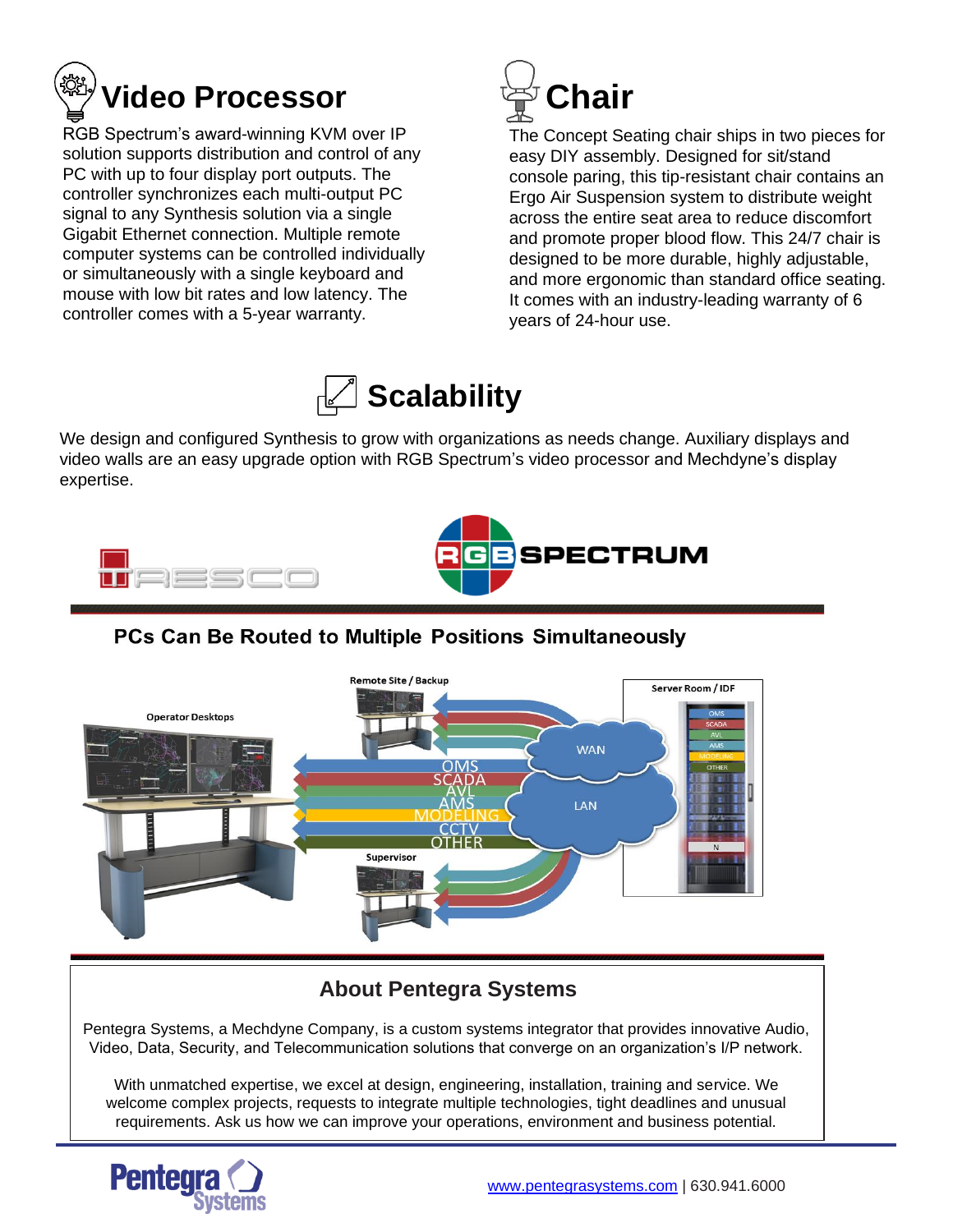## Video Processor

RGB Spectrum's award-winning KVM over IP solution supports distribution and control of any PC with up to four display port outputs. The controller synchronizes each multi-output PC signal to any Synthesis solution via a single Gigabit Ethernet connection. Multiple remote computer systems can be controlled individually or simultaneously with a single keyboard and mouse with low bit rates and low latency. The controller comes with a 5-year warranty.

## Chair

The Concept Seating chair ships in two pieces for easy DIY assembly. Designed for sit/stand console paring, this tip-resistant chair contains an Ergo Air Suspension system to distribute weight across the entire seat area to reduce discomfort and promote proper blood flow. This 24/7 chair is designed to be more durable, highly adjustable, and more ergonomic than standard office seating. It comes with an industry-leading warranty of 6 years of 24-hour use.

## Scalability

We design and configured Synthesis to grow with organizations as needs change. Auxiliary displays and video walls are an easy upgrade option with RGB Spectrum's video processor and Mechdyne's display expertise.

TRESCO

RGB SPECTRUM

### PCs Can Be Routed to Multiple Positions Simultaneously

Remote Site / Backup

Server Room / IDF

Operator Desktops

WAN

LAN

OMS
SCADA
AVL
AMS
MODELING
CCTV
OTHER

N

Supervisor

## About Pentegra Systems

Pentegra Systems, a Mechdyne Company, is a custom systems integrator that provides innovative Audio, Video, Data, Security, and Telecommunication solutions that converge on an organization's I/P network.

With unmatched expertise, we excel at design, engineering, installation, training and service. We welcome complex projects, requests to integrate multiple technologies, tight deadlines and unusual requirements. Ask us how we can improve your operations, environment and business potential.

Pentegra Systems

www.pentegrasystems.com | 630.941.6000